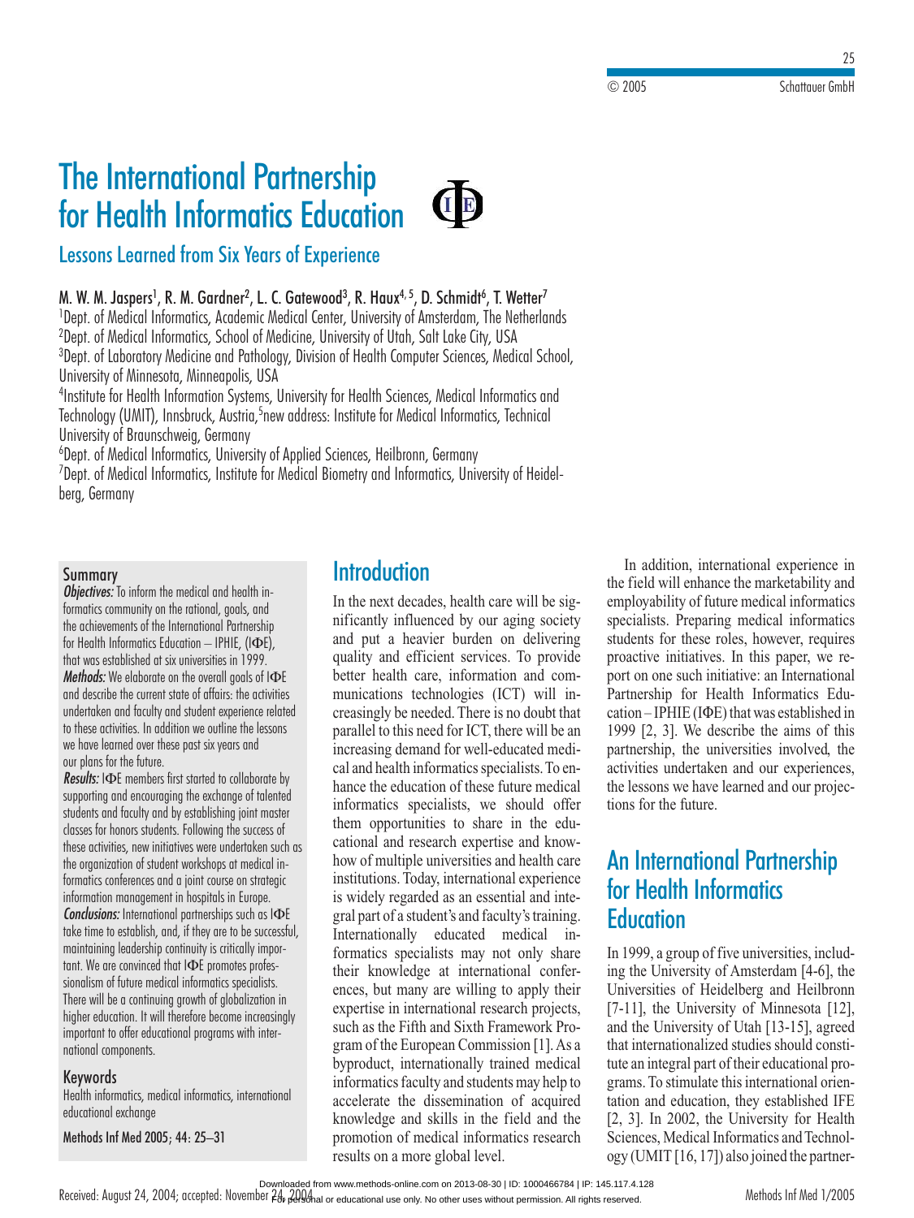# The International Partnership for Health Informatics Education

## Lessons Learned from Six Years of Experience

M. W. M. Jaspers[1], R. M. Gardner[2], L. C. Gatewood[3], R. Haux[4, 5], D. Schmidt[6], T. Wetter[7]

[1]Dept. of Medical Informatics, Academic Medical Center, University of Amsterdam, The Netherlands
[2]Dept. of Medical Informatics, School of Medicine, University of Utah, Salt Lake City, USA
[3]Dept. of Laboratory Medicine and Pathology, Division of Health Computer Sciences, Medical School, University of Minnesota, Minneapolis, USA
[4]Institute for Health Information Systems, University for Health Sciences, Medical Informatics and Technology (UMIT), Innsbruck, Austria, [5]new address: Institute for Medical Informatics, Technical University of Braunschweig, Germany
[6]Dept. of Medical Informatics, University of Applied Sciences, Heilbronn, Germany
[7]Dept. of Medical Informatics, Institute for Medical Biometry and Informatics, University of Heidelberg, Germany

### Summary

***Objectives:*** To inform the medical and health informatics community on the rational, goals, and the achievements of the International Partnership for Health Informatics Education – IPHIE, (IΦE), that was established at six universities in 1999.

***Methods:*** We elaborate on the overall goals of IΦE and describe the current state of affairs: the activities undertaken and faculty and student experience related to these activities. In addition we outline the lessons we have learned over these past six years and our plans for the future.

***Results:*** IΦE members first started to collaborate by supporting and encouraging the exchange of talented students and faculty and by establishing joint master classes for honors students. Following the success of these activities, new initiatives were undertaken such as the organization of student workshops at medical informatics conferences and a joint course on strategic information management in hospitals in Europe.

***Conclusions:*** International partnerships such as IΦE take time to establish, and, if they are to be successful, maintaining leadership continuity is critically important. We are convinced that IΦE promotes professionalism of future medical informatics specialists. There will be a continuing growth of globalization in higher education. It will therefore become increasingly important to offer educational programs with international components.

### Keywords

Health informatics, medical informatics, international educational exchange

Methods Inf Med 2005; 44: 25–31

## Introduction

In the next decades, health care will be significantly influenced by our aging society and put a heavier burden on delivering quality and efficient services. To provide better health care, information and communications technologies (ICT) will increasingly be needed. There is no doubt that parallel to this need for ICT, there will be an increasing demand for well-educated medical and health informatics specialists. To enhance the education of these future medical informatics specialists, we should offer them opportunities to share in the educational and research expertise and know-how of multiple universities and health care institutions. Today, international experience is widely regarded as an essential and integral part of a student's and faculty's training. Internationally educated medical informatics specialists may not only share their knowledge at international conferences, but many are willing to apply their expertise in international research projects, such as the Fifth and Sixth Framework Program of the European Commission [1]. As a byproduct, internationally trained medical informatics faculty and students may help to accelerate the dissemination of acquired knowledge and skills in the field and the promotion of medical informatics research results on a more global level.

In addition, international experience in the field will enhance the marketability and employability of future medical informatics specialists. Preparing medical informatics students for these roles, however, requires proactive initiatives. In this paper, we report on one such initiative: an International Partnership for Health Informatics Education – IPHIE (IΦE) that was established in 1999 [2, 3]. We describe the aims of this partnership, the universities involved, the activities undertaken and our experiences, the lessons we have learned and our projections for the future.

## An International Partnership for Health Informatics Education

In 1999, a group of five universities, including the University of Amsterdam [4-6], the Universities of Heidelberg and Heilbronn [7-11], the University of Minnesota [12], and the University of Utah [13-15], agreed that internationalized studies should constitute an integral part of their educational programs. To stimulate this international orientation and education, they established IFE [2, 3]. In 2002, the University for Health Sciences, Medical Informatics and Technology (UMIT [16, 17]) also joined the partner-

Received: August 24, 2004; accepted: November 24, 2004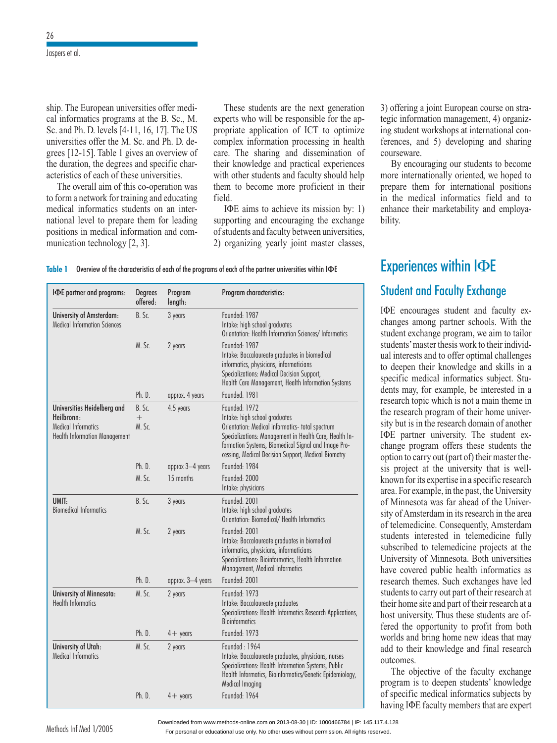ship. The European universities offer medical informatics programs at the B. Sc., M. Sc. and Ph. D. levels [4-11, 16, 17]. The US universities offer the M. Sc. and Ph. D. degrees [12-15]. Table 1 gives an overview of the duration, the degrees and specific characteristics of each of these universities.

The overall aim of this co-operation was to form a network for training and educating medical informatics students on an international level to prepare them for leading positions in medical information and communication technology [2, 3].

These students are the next generation experts who will be responsible for the appropriate application of ICT to optimize complex information processing in health care. The sharing and dissemination of their knowledge and practical experiences with other students and faculty should help them to become more proficient in their field.

IΦE aims to achieve its mission by: 1) supporting and encouraging the exchange of students and faculty between universities, 2) organizing yearly joint master classes, 3) offering a joint European course on strategic information management, 4) organizing student workshops at international conferences, and 5) developing and sharing courseware.

By encouraging our students to become more internationally oriented, we hoped to prepare them for international positions in the medical informatics field and to enhance their marketability and employability.

**Table 1** Overview of the characteristics of each of the programs of each of the partner universities within IΦE

| IΦE partner and programs: | Degrees offered: | Program length: | Program characteristics: |
|---|---|---|---|
| **University of Amsterdam:** Medical Information Sciences | B. Sc. | 3 years | Founded: 1987<br>Intake: high school graduates<br>Orientation: Health Information Sciences/ Informatics |
| | M. Sc. | 2 years | Founded: 1987<br>Intake: Baccalaureate graduates in biomedical informatics, physicians, informaticians<br>Specializations: Medical Decision Support, Health Care Management, Health Information Systems |
| | Ph. D. | approx. 4 years | Founded: 1981 |
| **Universities Heidelberg and Heilbronn:** Medical Informatics<br>Health Information Management | B. Sc. + M. Sc. | 4.5 years | Founded: 1972<br>Intake: high school graduates<br>Orientation: Medical informatics- total spectrum<br>Specializations: Management in Health Care, Health Information Systems, Biomedical Signal and Image Processing, Medical Decision Support, Medical Biometry |
| | Ph. D. | approx 3–4 years | Founded: 1984 |
| | M. Sc. | 15 months | Founded: 2000<br>Intake: physicians |
| **UMIT:** Biomedical Informatics | B. Sc. | 3 years | Founded: 2001<br>Intake: high school graduates<br>Orientation: Biomedical/ Health Informatics |
| | M. Sc. | 2 years | Founded: 2001<br>Intake: Baccalaureate graduates in biomedical informatics, physicians, informaticians<br>Specializations: Bioinformatics, Health Information Management, Medical Informatics |
| | Ph. D. | approx. 3–4 years | Founded: 2001 |
| **University of Minnesota:** Health Informatics | M. Sc. | 2 years | Founded: 1973<br>Intake: Baccalaureate graduates<br>Specializations: Health Informatics Research Applications, Bioinformatics |
| | Ph. D. | 4+ years | Founded: 1973 |
| **University of Utah:** Medical Informatics | M. Sc. | 2 years | Founded : 1964<br>Intake: Baccalaureate graduates, physicians, nurses<br>Specializations: Health Information Systems, Public Health Informatics, Bioinformatics/Genetic Epidemiology, Medical Imaging |
| | Ph. D. | 4+ years | Founded: 1964 |

# Experiences within IΦE

## Student and Faculty Exchange

IΦE encourages student and faculty exchanges among partner schools. With the student exchange program, we aim to tailor students' master thesis work to their individual interests and to offer optimal challenges to deepen their knowledge and skills in a specific medical informatics subject. Students may, for example, be interested in a research topic which is not a main theme in the research program of their home university but is in the research domain of another IΦE partner university. The student exchange program offers these students the option to carry out (part of) their master thesis project at the university that is well-known for its expertise in a specific research area. For example, in the past, the University of Minnesota was far ahead of the University of Amsterdam in its research in the area of telemedicine. Consequently, Amsterdam students interested in telemedicine fully subscribed to telemedicine projects at the University of Minnesota. Both universities have covered public health informatics as research themes. Such exchanges have led students to carry out part of their research at their home site and part of their research at a host university. Thus these students are offered the opportunity to profit from both worlds and bring home new ideas that may add to their knowledge and final research outcomes.

The objective of the faculty exchange program is to deepen students' knowledge of specific medical informatics subjects by having IΦE faculty members that are expert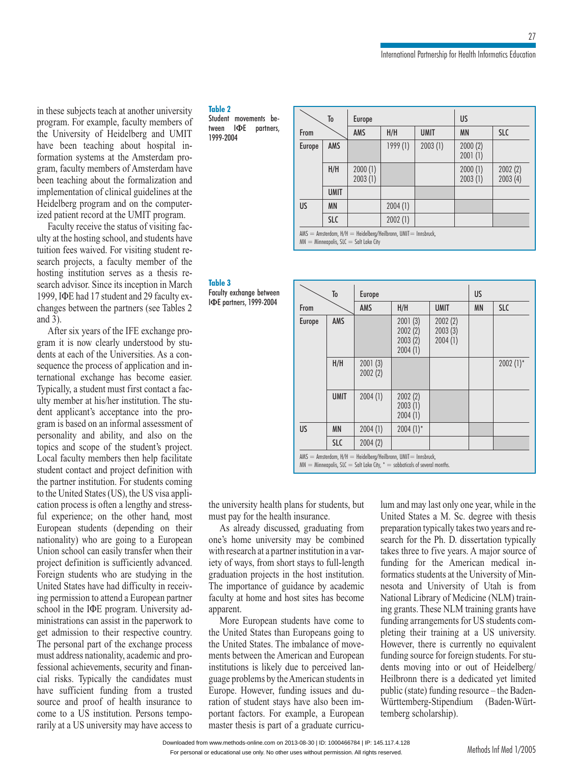in these subjects teach at another university program. For example, faculty members of the University of Heidelberg and UMIT have been teaching about hospital information systems at the Amsterdam program, faculty members of Amsterdam have been teaching about the formalization and implementation of clinical guidelines at the Heidelberg program and on the computerized patient record at the UMIT program.

Faculty receive the status of visiting faculty at the hosting school, and students have tuition fees waived. For visiting student research projects, a faculty member of the hosting institution serves as a thesis research advisor. Since its inception in March 1999, IΦE had 17 student and 29 faculty exchanges between the partners (see Tables 2 and 3).

**Table 2** Student movements between IΦE partners, 1999-2004

| From \ To | | Europe: AMS | Europe: H/H | Europe: UMIT | US: MN | US: SLC |
|---|---|---|---|---|---|---|
| Europe | AMS | | 1999 (1) | 2003 (1) | 2000 (2) 2001 (1) | |
| | H/H | 2000 (1) 2003 (1) | | | 2000 (1) 2003 (1) | 2002 (2) 2003 (4) |
| | UMIT | | | | | |
| US | MN | | 2004 (1) | | | |
| | SLC | | 2002 (1) | | | |

AMS = Amsterdam, H/H = Heidelberg/Heilbronn, UMIT = Innsbruck, MN = Minneapolis, SLC = Salt Lake City

**Table 3** Faculty exchange between IΦE partners, 1999-2004

| From \ To | | Europe: AMS | Europe: H/H | Europe: UMIT | US: MN | US: SLC |
|---|---|---|---|---|---|---|
| Europe | AMS | | 2001 (3) 2002 (2) 2003 (2) 2004 (1) | 2002 (2) 2003 (3) 2004 (1) | | |
| | H/H | 2001 (3) 2002 (2) | | | | 2002 (1)* |
| | UMIT | 2004 (1) | 2002 (2) 2003 (1) 2004 (1) | | | |
| US | MN | 2004 (1) | 2004 (1)* | | | |
| | SLC | 2004 (2) | | | | |

AMS = Amsterdam, H/H = Heidelberg/Heilbronn, UMIT = Innsbruck, MN = Minneapolis, SLC = Salt Lake City, * = sabbaticals of several months.

After six years of the IFE exchange program it is now clearly understood by students at each of the Universities. As a consequence the process of application and international exchange has become easier. Typically, a student must first contact a faculty member at his/her institution. The student applicant's acceptance into the program is based on an informal assessment of personality and ability, and also on the topics and scope of the student's project. Local faculty members then help facilitate student contact and project definition with the partner institution. For students coming to the United States (US), the US visa application process is often a lengthy and stressful experience; on the other hand, most European students (depending on their nationality) who are going to a European Union school can easily transfer when their project definition is sufficiently advanced. Foreign students who are studying in the United States have had difficulty in receiving permission to attend a European partner school in the IΦE program. University administrations can assist in the paperwork to get admission to their respective country. The personal part of the exchange process must address nationality, academic and professional achievements, security and financial risks. Typically the candidates must have sufficient funding from a trusted source and proof of health insurance to come to a US institution. Persons temporarily at a US university may have access to the university health plans for students, but must pay for the health insurance.

As already discussed, graduating from one's home university may be combined with research at a partner institution in a variety of ways, from short stays to full-length graduation projects in the host institution. The importance of guidance by academic faculty at home and host sites has become apparent.

More European students have come to the United States than Europeans going to the United States. The imbalance of movements between the American and European institutions is likely due to perceived language problems by the American students in Europe. However, funding issues and duration of student stays have also been important factors. For example, a European master thesis is part of a graduate curriculum and may last only one year, while in the United States a M. Sc. degree with thesis preparation typically takes two years and research for the Ph. D. dissertation typically takes three to five years. A major source of funding for the American medical informatics students at the University of Minnesota and University of Utah is from National Library of Medicine (NLM) training grants. These NLM training grants have funding arrangements for US students completing their training at a US university. However, there is currently no equivalent funding source for foreign students. For students moving into or out of Heidelberg/Heilbronn there is a dedicated yet limited public (state) funding resource – the Baden-Württemberg-Stipendium (Baden-Württemberg scholarship).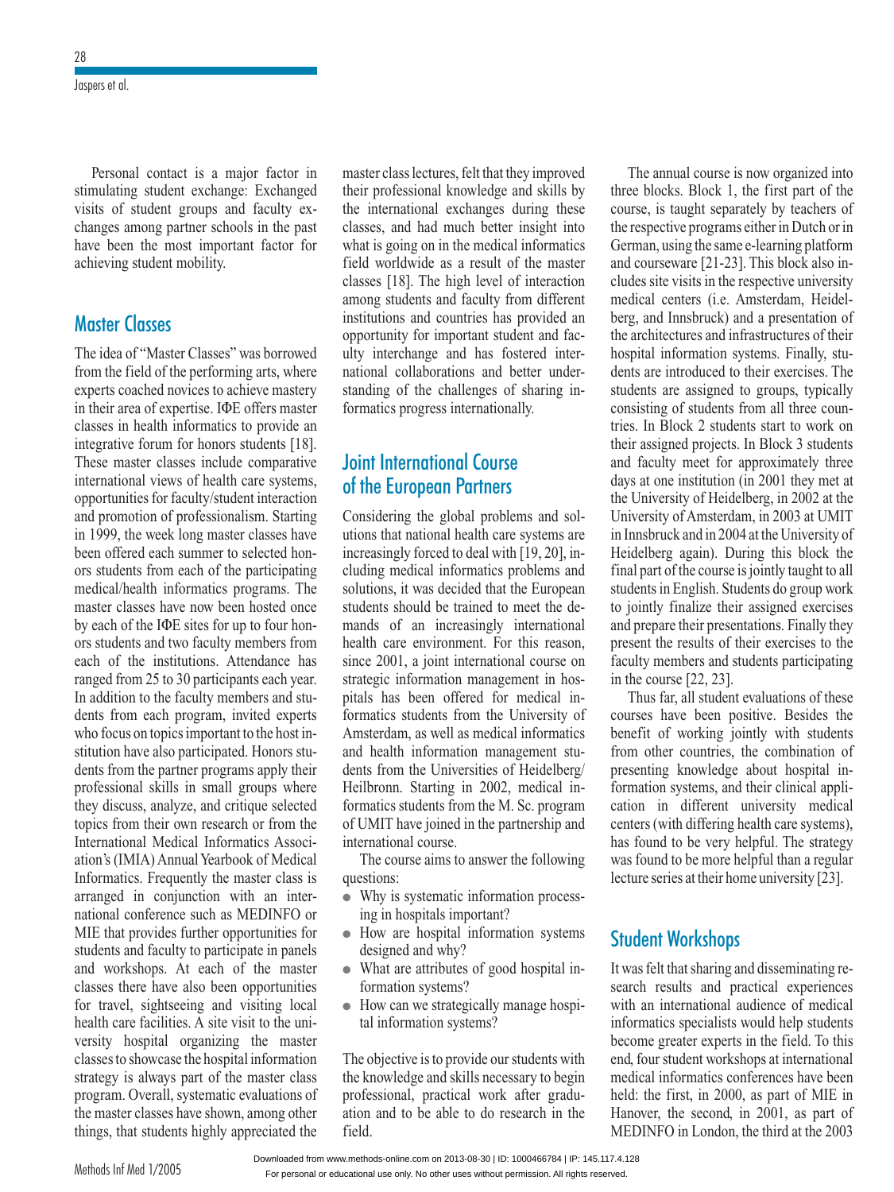Personal contact is a major factor in stimulating student exchange: Exchanged visits of student groups and faculty exchanges among partner schools in the past have been the most important factor for achieving student mobility.

## Master Classes

The idea of "Master Classes" was borrowed from the field of the performing arts, where experts coached novices to achieve mastery in their area of expertise. IΦE offers master classes in health informatics to provide an integrative forum for honors students [18]. These master classes include comparative international views of health care systems, opportunities for faculty/student interaction and promotion of professionalism. Starting in 1999, the week long master classes have been offered each summer to selected honors students from each of the participating medical/health informatics programs. The master classes have now been hosted once by each of the IΦE sites for up to four honors students and two faculty members from each of the institutions. Attendance has ranged from 25 to 30 participants each year. In addition to the faculty members and students from each program, invited experts who focus on topics important to the host institution have also participated. Honors students from the partner programs apply their professional skills in small groups where they discuss, analyze, and critique selected topics from their own research or from the International Medical Informatics Association's (IMIA) Annual Yearbook of Medical Informatics. Frequently the master class is arranged in conjunction with an international conference such as MEDINFO or MIE that provides further opportunities for students and faculty to participate in panels and workshops. At each of the master classes there have also been opportunities for travel, sightseeing and visiting local health care facilities. A site visit to the university hospital organizing the master classes to showcase the hospital information strategy is always part of the master class program. Overall, systematic evaluations of the master classes have shown, among other things, that students highly appreciated the master class lectures, felt that they improved their professional knowledge and skills by the international exchanges during these classes, and had much better insight into what is going on in the medical informatics field worldwide as a result of the master classes [18]. The high level of interaction among students and faculty from different institutions and countries has provided an opportunity for important student and faculty interchange and has fostered international collaborations and better understanding of the challenges of sharing informatics progress internationally.

## Joint International Course of the European Partners

Considering the global problems and solutions that national health care systems are increasingly forced to deal with [19, 20], including medical informatics problems and solutions, it was decided that the European students should be trained to meet the demands of an increasingly international health care environment. For this reason, since 2001, a joint international course on strategic information management in hospitals has been offered for medical informatics students from the University of Amsterdam, as well as medical informatics and health information management students from the Universities of Heidelberg/Heilbronn. Starting in 2002, medical informatics students from the M. Sc. program of UMIT have joined in the partnership and international course.

The course aims to answer the following questions:

- Why is systematic information processing in hospitals important?
- How are hospital information systems designed and why?
- What are attributes of good hospital information systems?
- How can we strategically manage hospital information systems?

The objective is to provide our students with the knowledge and skills necessary to begin professional, practical work after graduation and to be able to do research in the field.

The annual course is now organized into three blocks. Block 1, the first part of the course, is taught separately by teachers of the respective programs either in Dutch or in German, using the same e-learning platform and courseware [21-23]. This block also includes site visits in the respective university medical centers (i.e. Amsterdam, Heidelberg, and Innsbruck) and a presentation of the architectures and infrastructures of their hospital information systems. Finally, students are introduced to their exercises. The students are assigned to groups, typically consisting of students from all three countries. In Block 2 students start to work on their assigned projects. In Block 3 students and faculty meet for approximately three days at one institution (in 2001 they met at the University of Heidelberg, in 2002 at the University of Amsterdam, in 2003 at UMIT in Innsbruck and in 2004 at the University of Heidelberg again). During this block the final part of the course is jointly taught to all students in English. Students do group work to jointly finalize their assigned exercises and prepare their presentations. Finally they present the results of their exercises to the faculty members and students participating in the course [22, 23].

Thus far, all student evaluations of these courses have been positive. Besides the benefit of working jointly with students from other countries, the combination of presenting knowledge about hospital information systems, and their clinical application in different university medical centers (with differing health care systems), has found to be very helpful. The strategy was found to be more helpful than a regular lecture series at their home university [23].

## Student Workshops

It was felt that sharing and disseminating research results and practical experiences with an international audience of medical informatics specialists would help students become greater experts in the field. To this end, four student workshops at international medical informatics conferences have been held: the first, in 2000, as part of MIE in Hanover, the second, in 2001, as part of MEDINFO in London, the third at the 2003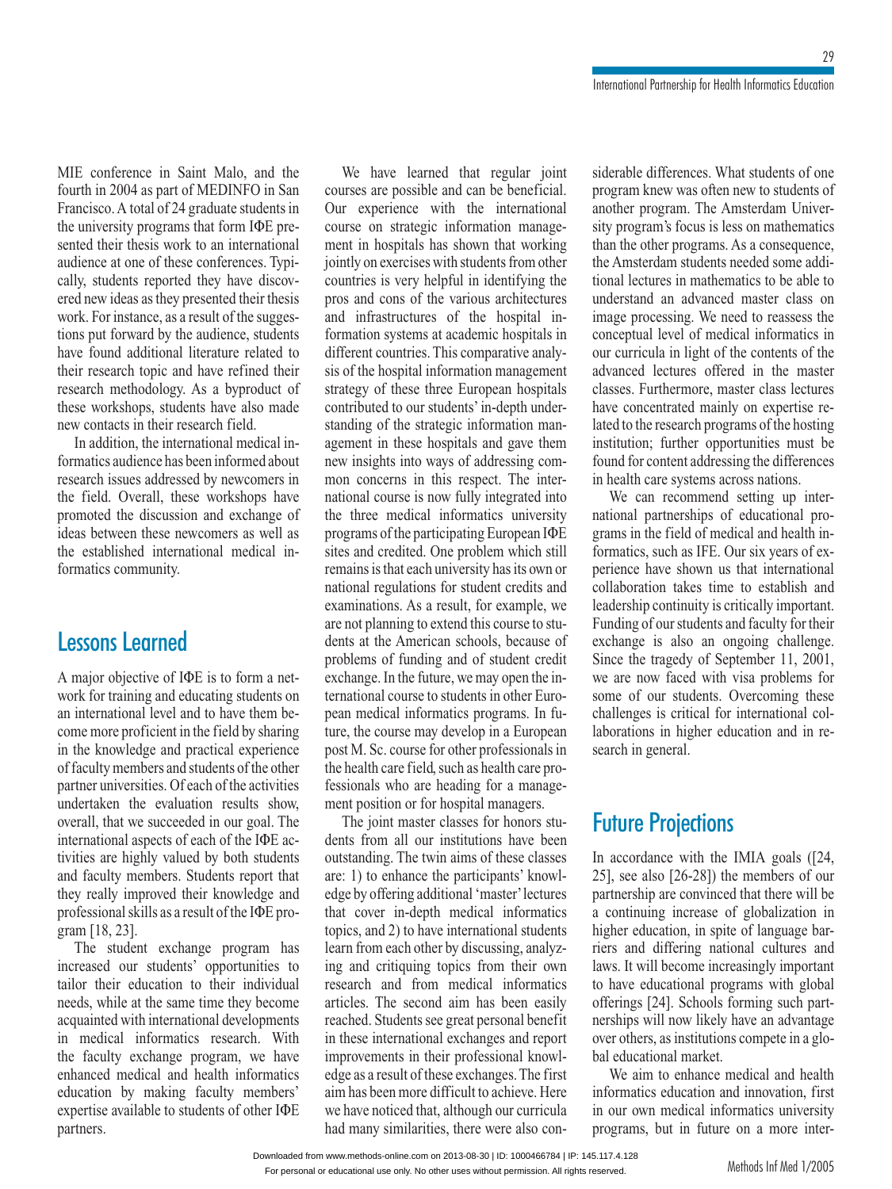MIE conference in Saint Malo, and the fourth in 2004 as part of MEDINFO in San Francisco. A total of 24 graduate students in the university programs that form IΦE presented their thesis work to an international audience at one of these conferences. Typically, students reported they have discovered new ideas as they presented their thesis work. For instance, as a result of the suggestions put forward by the audience, students have found additional literature related to their research topic and have refined their research methodology. As a byproduct of these workshops, students have also made new contacts in their research field.

In addition, the international medical informatics audience has been informed about research issues addressed by newcomers in the field. Overall, these workshops have promoted the discussion and exchange of ideas between these newcomers as well as the established international medical informatics community.

## Lessons Learned

A major objective of IΦE is to form a network for training and educating students on an international level and to have them become more proficient in the field by sharing in the knowledge and practical experience of faculty members and students of the other partner universities. Of each of the activities undertaken the evaluation results show, overall, that we succeeded in our goal. The international aspects of each of the IΦE activities are highly valued by both students and faculty members. Students report that they really improved their knowledge and professional skills as a result of the IΦE program [18, 23].

The student exchange program has increased our students' opportunities to tailor their education to their individual needs, while at the same time they become acquainted with international developments in medical informatics research. With the faculty exchange program, we have enhanced medical and health informatics education by making faculty members' expertise available to students of other IΦE partners.

We have learned that regular joint courses are possible and can be beneficial. Our experience with the international course on strategic information management in hospitals has shown that working jointly on exercises with students from other countries is very helpful in identifying the pros and cons of the various architectures and infrastructures of the hospital information systems at academic hospitals in different countries. This comparative analysis of the hospital information management strategy of these three European hospitals contributed to our students' in-depth understanding of the strategic information management in these hospitals and gave them new insights into ways of addressing common concerns in this respect. The international course is now fully integrated into the three medical informatics university programs of the participating European IΦE sites and credited. One problem which still remains is that each university has its own or national regulations for student credits and examinations. As a result, for example, we are not planning to extend this course to students at the American schools, because of problems of funding and of student credit exchange. In the future, we may open the international course to students in other European medical informatics programs. In future, the course may develop in a European post M. Sc. course for other professionals in the health care field, such as health care professionals who are heading for a management position or for hospital managers.

The joint master classes for honors students from all our institutions have been outstanding. The twin aims of these classes are: 1) to enhance the participants' knowledge by offering additional 'master' lectures that cover in-depth medical informatics topics, and 2) to have international students learn from each other by discussing, analyzing and critiquing topics from their own research and from medical informatics articles. The second aim has been easily reached. Students see great personal benefit in these international exchanges and report improvements in their professional knowledge as a result of these exchanges. The first aim has been more difficult to achieve. Here we have noticed that, although our curricula had many similarities, there were also considerable differences. What students of one program knew was often new to students of another program. The Amsterdam University program's focus is less on mathematics than the other programs. As a consequence, the Amsterdam students needed some additional lectures in mathematics to be able to understand an advanced master class on image processing. We need to reassess the conceptual level of medical informatics in our curricula in light of the contents of the advanced lectures offered in the master classes. Furthermore, master class lectures have concentrated mainly on expertise related to the research programs of the hosting institution; further opportunities must be found for content addressing the differences in health care systems across nations.

We can recommend setting up international partnerships of educational programs in the field of medical and health informatics, such as IFE. Our six years of experience have shown us that international collaboration takes time to establish and leadership continuity is critically important. Funding of our students and faculty for their exchange is also an ongoing challenge. Since the tragedy of September 11, 2001, we are now faced with visa problems for some of our students. Overcoming these challenges is critical for international collaborations in higher education and in research in general.

## Future Projections

In accordance with the IMIA goals ([24, 25], see also [26-28]) the members of our partnership are convinced that there will be a continuing increase of globalization in higher education, in spite of language barriers and differing national cultures and laws. It will become increasingly important to have educational programs with global offerings [24]. Schools forming such partnerships will now likely have an advantage over others, as institutions compete in a global educational market.

We aim to enhance medical and health informatics education and innovation, first in our own medical informatics university programs, but in future on a more inter-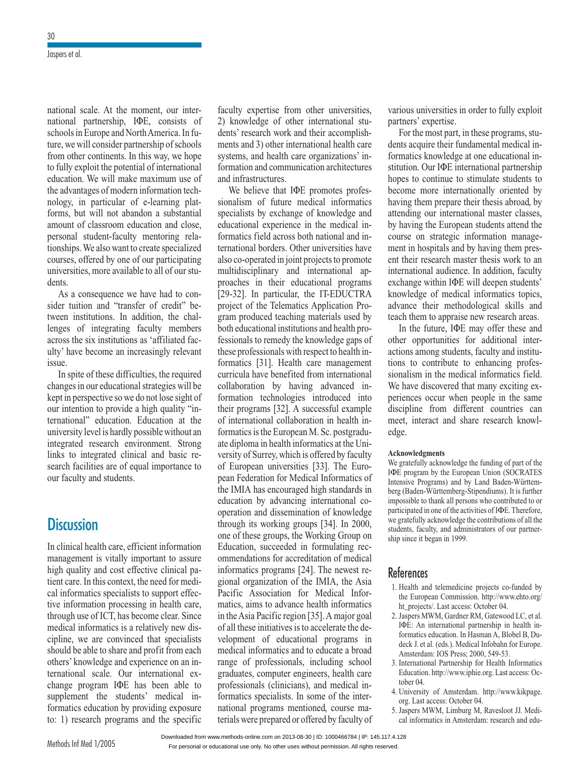national scale. At the moment, our international partnership, IΦE, consists of schools in Europe and North America. In future, we will consider partnership of schools from other continents. In this way, we hope to fully exploit the potential of international education. We will make maximum use of the advantages of modern information technology, in particular of e-learning platforms, but will not abandon a substantial amount of classroom education and close, personal student-faculty mentoring relationships. We also want to create specialized courses, offered by one of our participating universities, more available to all of our students.

As a consequence we have had to consider tuition and "transfer of credit" between institutions. In addition, the challenges of integrating faculty members across the six institutions as 'affiliated faculty' have become an increasingly relevant issue.

In spite of these difficulties, the required changes in our educational strategies will be kept in perspective so we do not lose sight of our intention to provide a high quality "international" education. Education at the university level is hardly possible without an integrated research environment. Strong links to integrated clinical and basic research facilities are of equal importance to our faculty and students.

## Discussion

In clinical health care, efficient information management is vitally important to assure high quality and cost effective clinical patient care. In this context, the need for medical informatics specialists to support effective information processing in health care, through use of ICT, has become clear. Since medical informatics is a relatively new discipline, we are convinced that specialists should be able to share and profit from each others' knowledge and experience on an international scale. Our international exchange program IΦE has been able to supplement the students' medical informatics education by providing exposure to: 1) research programs and the specific faculty expertise from other universities, 2) knowledge of other international students' research work and their accomplishments and 3) other international health care systems, and health care organizations' information and communication architectures and infrastructures.

We believe that IΦE promotes professionalism of future medical informatics specialists by exchange of knowledge and educational experience in the medical informatics field across both national and international borders. Other universities have also co-operated in joint projects to promote multidisciplinary and international approaches in their educational programs [29-32]. In particular, the IT-EDUCTRA project of the Telematics Application Program produced teaching materials used by both educational institutions and health professionals to remedy the knowledge gaps of these professionals with respect to health informatics [31]. Health care management curricula have benefited from international collaboration by having advanced information technologies introduced into their programs [32]. A successful example of international collaboration in health informatics is the European M. Sc. postgraduate diploma in health informatics at the University of Surrey, which is offered by faculty of European universities [33]. The European Federation for Medical Informatics of the IMIA has encouraged high standards in education by advancing international cooperation and dissemination of knowledge through its working groups [34]. In 2000, one of these groups, the Working Group on Education, succeeded in formulating recommendations for accreditation of medical informatics programs [24]. The newest regional organization of the IMIA, the Asia Pacific Association for Medical Informatics, aims to advance health informatics in the Asia Pacific region [35]. A major goal of all these initiatives is to accelerate the development of educational programs in medical informatics and to educate a broad range of professionals, including school graduates, computer engineers, health care professionals (clinicians), and medical informatics specialists. In some of the international programs mentioned, course materials were prepared or offered by faculty of various universities in order to fully exploit partners' expertise.

For the most part, in these programs, students acquire their fundamental medical informatics knowledge at one educational institution. Our IΦE international partnership hopes to continue to stimulate students to become more internationally oriented by having them prepare their thesis abroad, by attending our international master classes, by having the European students attend the course on strategic information management in hospitals and by having them present their research master thesis work to an international audience. In addition, faculty exchange within IΦE will deepen students' knowledge of medical informatics topics, advance their methodological skills and teach them to appraise new research areas.

In the future, IΦE may offer these and other opportunities for additional interactions among students, faculty and institutions to contribute to enhancing professionalism in the medical informatics field. We have discovered that many exciting experiences occur when people in the same discipline from different countries can meet, interact and share research knowledge.

**Acknowledgments**

We gratefully acknowledge the funding of part of the IΦE program by the European Union (SOCRATES Intensive Programs) and by Land Baden-Württemberg (Baden-Württemberg-Stipendiums). It is further impossible to thank all persons who contributed to or participated in one of the activities of IΦE. Therefore, we gratefully acknowledge the contributions of all the students, faculty, and administrators of our partnership since it began in 1999.

## References

1. Health and telemedicine projects co-funded by the European Commission. http://www.ehto.org/ht_projects/. Last access: October 04.
2. Jaspers MWM, Gardner RM, Gatewood LC, et al. IΦE: An international partnership in health informatics education. In Hasman A, Blobel B, Dudeck J. et al. (eds.). Medical Infobahn for Europe. Amsterdam: IOS Press; 2000, 549-53.
3. International Partnership for Health Informatics Education. http://www.iphie.org. Last access: October 04.
4. University of Amsterdam. http://www.kikpage.org. Last access: October 04.
5. Jaspers MWM, Limburg M, Ravesloot JJ. Medical informatics in Amsterdam: research and edu-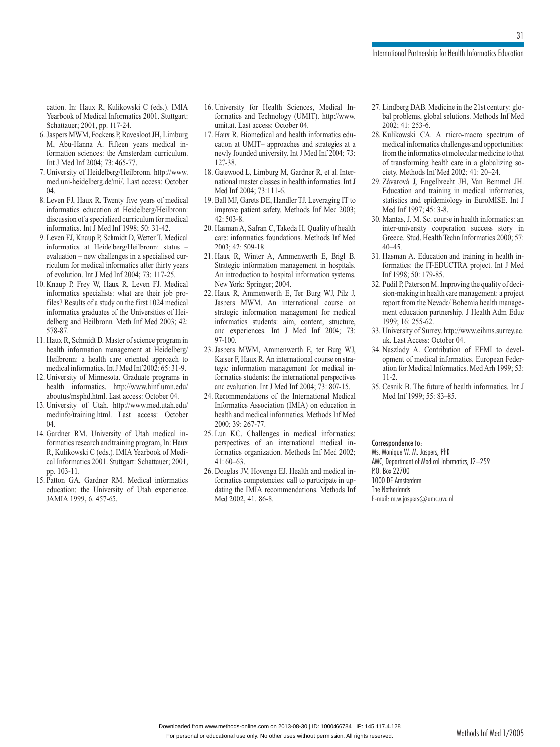cation. In: Haux R, Kulikowski C (eds.). IMIA Yearbook of Medical Informatics 2001. Stuttgart: Schattauer; 2001, pp. 117-24.

6. Jaspers MWM, Fockens P, Ravesloot JH, Limburg M, Abu-Hanna A. Fifteen years medical information sciences: the Amsterdam curriculum. Int J Med Inf 2004; 73: 465-77.
7. University of Heidelberg/Heilbronn. http://www.med.uni-heidelberg.de/mi/. Last access: October 04.
8. Leven FJ, Haux R. Twenty five years of medical informatics education at Heidelberg/Heilbronn: discussion of a specialized curriculum for medical informatics. Int J Med Inf 1998; 50: 31-42.
9. Leven FJ, Knaup P, Schmidt D, Wetter T. Medical informatics at Heidelberg/Heilbronn: status – evaluation – new challenges in a specialised curriculum for medical informatics after thirty years of evolution. Int J Med Inf 2004; 73: 117-25.
10. Knaup P, Frey W, Haux R, Leven FJ. Medical informatics specialists: what are their job profiles? Results of a study on the first 1024 medical informatics graduates of the Universities of Heidelberg and Heilbronn. Meth Inf Med 2003; 42: 578-87.
11. Haux R, Schmidt D. Master of science program in health information management at Heidelberg/Heilbronn: a health care oriented approach to medical informatics. Int J Med Inf 2002; 65: 31-9.
12. University of Minnesota. Graduate programs in health informatics. http://www.hinf.umn.edu/aboutus/msphd.html. Last access: October 04.
13. University of Utah. http://www.med.utah.edu/medinfo/training.html. Last access: October 04.
14. Gardner RM. University of Utah medical informatics research and training program, In: Haux R, Kulikowski C (eds.). IMIA Yearbook of Medical Informatics 2001. Stuttgart: Schattauer; 2001, pp. 103-11.
15. Patton GA, Gardner RM. Medical informatics education: the University of Utah experience. JAMIA 1999; 6: 457-65.
16. University for Health Sciences, Medical Informatics and Technology (UMIT). http://www.umit.at. Last access: October 04.
17. Haux R. Biomedical and health informatics education at UMIT– approaches and strategies at a newly founded university. Int J Med Inf 2004; 73: 127-38.
18. Gatewood L, Limburg M, Gardner R, et al. International master classes in health informatics. Int J Med Inf 2004; 73:111-6.
19. Ball MJ, Garets DE, Handler TJ. Leveraging IT to improve patient safety. Methods Inf Med 2003; 42: 503-8.
20. Hasman A, Safran C, Takeda H. Quality of health care: informatics foundations. Methods Inf Med 2003; 42: 509-18.
21. Haux R, Winter A, Ammenwerth E, Brigl B. Strategic information management in hospitals. An introduction to hospital information systems. New York: Springer; 2004.
22. Haux R, Ammenwerth E, Ter Burg WJ, Pilz J, Jaspers MWM. An international course on strategic information management for medical informatics students: aim, content, structure, and experiences. Int J Med Inf 2004; 73: 97-100.
23. Jaspers MWM, Ammenwerth E, ter Burg WJ, Kaiser F, Haux R. An international course on strategic information management for medical informatics students: the international perspectives and evaluation. Int J Med Inf 2004; 73: 807-15.
24. Recommendations of the International Medical Informatics Association (IMIA) on education in health and medical informatics. Methods Inf Med 2000; 39: 267-77.
25. Lun KC. Challenges in medical informatics: perspectives of an international medical informatics organization. Methods Inf Med 2002; 41: 60–63.
26. Douglas JV, Hovenga EJ. Health and medical informatics competencies: call to participate in updating the IMIA recommendations. Methods Inf Med 2002; 41: 86-8.
27. Lindberg DAB. Medicine in the 21st century: global problems, global solutions. Methods Inf Med 2002; 41: 253-6.
28. Kulikowski CA. A micro-macro spectrum of medical informatics challenges and opportunities: from the informatics of molecular medicine to that of transforming health care in a globalizing society. Methods Inf Med 2002; 41: 20–24.
29. Závarová J, Engelbrecht JH, Van Bemmel JH. Education and training in medical informatics, statistics and epidemiology in EuroMISE. Int J Med Inf 1997; 45: 3-8.
30. Mantas, J. M. Sc. course in health informatics: an inter-university cooperation success story in Greece. Stud. Health Techn Informatics 2000; 57: 40–45.
31. Hasman A. Education and training in health informatics: the IT-EDUCTRA project. Int J Med Inf 1998; 50: 179-85.
32. Pudil P, Paterson M. Improving the quality of decision-making in health care management: a project report from the Nevada/ Bohemia health management education partnership. J Health Adm Educ 1999; 16: 255-62.
33. University of Surrey. http://www.eihms.surrey.ac.uk. Last Access: October 04.
34. Naszlady A. Contribution of EFMI to development of medical informatics. European Federation for Medical Informatics. Med Arh 1999; 53: 11-2.
35. Cesnik B. The future of health informatics. Int J Med Inf 1999; 55: 83–85.

Correspondence to:
Ms. Monique W. M. Jaspers, PhD
AMC, Department of Medical Informatics, J2–259
P.O. Box 22700
1000 DE Amsterdam
The Netherlands
E-mail: m.w.jaspers@amc.uva.nl